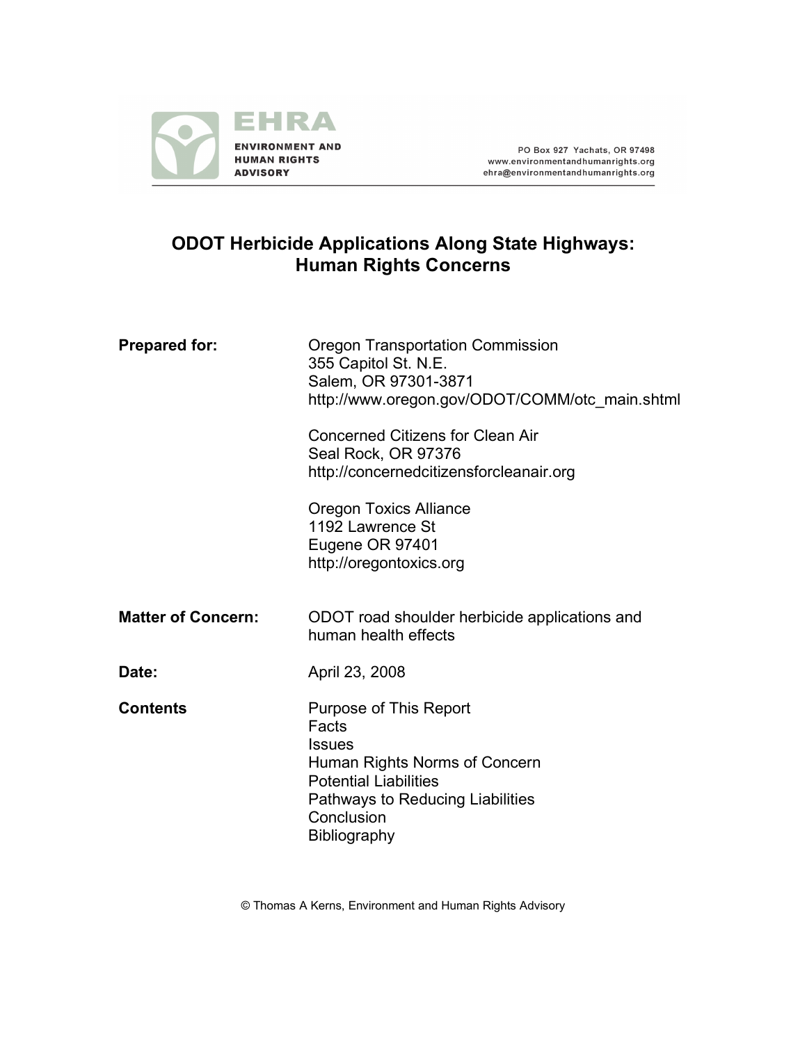EHRA

ENVIRONMENT AND HUMAN RIGHTS ADVISORY

PO Box 927 Yachats, OR 97498
www.environmentandhumanrights.org
ehra@environmentandhumanrights.org

# ODOT Herbicide Applications Along State Highways: Human Rights Concerns

**Prepared for:**

Oregon Transportation Commission
355 Capitol St. N.E.
Salem, OR 97301-3871
http://www.oregon.gov/ODOT/COMM/otc_main.shtml

Concerned Citizens for Clean Air
Seal Rock, OR 97376
http://concernedcitizensforcleanair.org

Oregon Toxics Alliance
1192 Lawrence St
Eugene OR 97401
http://oregontoxics.org

**Matter of Concern:** ODOT road shoulder herbicide applications and human health effects

**Date:** April 23, 2008

**Contents**

- Purpose of This Report
- Facts
- Issues
- Human Rights Norms of Concern
- Potential Liabilities
- Pathways to Reducing Liabilities
- Conclusion
- Bibliography

© Thomas A Kerns, Environment and Human Rights Advisory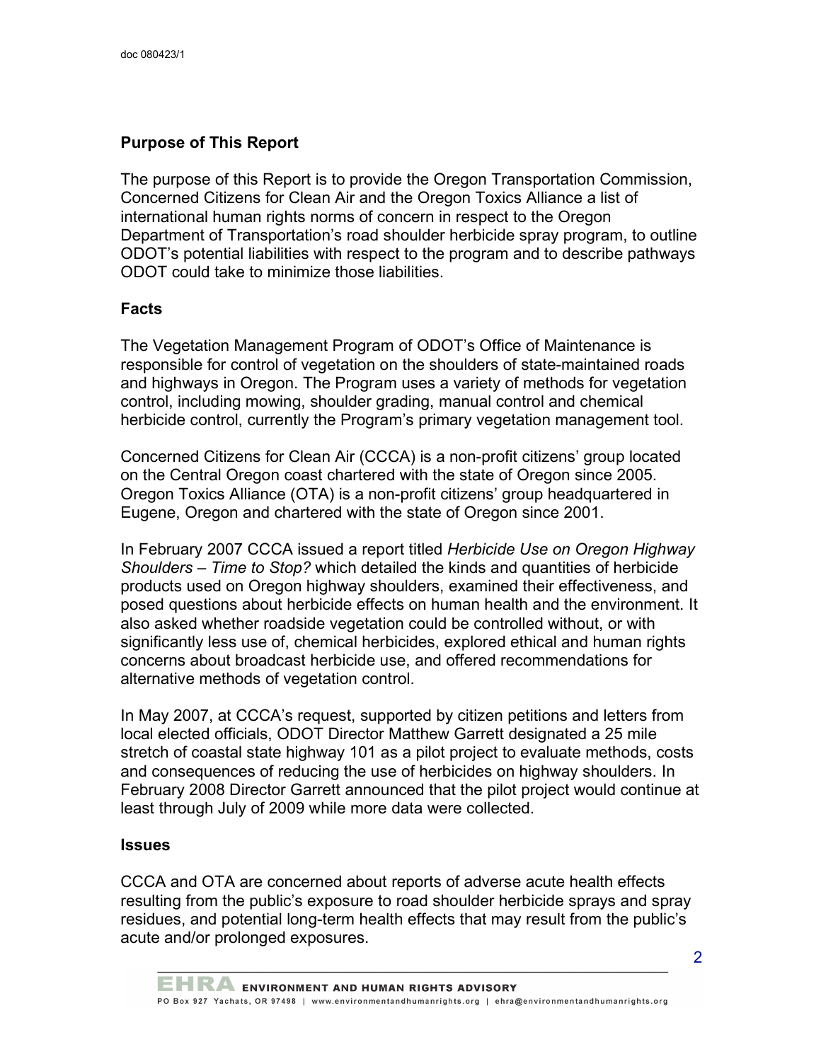## Purpose of This Report

The purpose of this Report is to provide the Oregon Transportation Commission, Concerned Citizens for Clean Air and the Oregon Toxics Alliance a list of international human rights norms of concern in respect to the Oregon Department of Transportation's road shoulder herbicide spray program, to outline ODOT's potential liabilities with respect to the program and to describe pathways ODOT could take to minimize those liabilities.

## Facts

The Vegetation Management Program of ODOT's Office of Maintenance is responsible for control of vegetation on the shoulders of state-maintained roads and highways in Oregon. The Program uses a variety of methods for vegetation control, including mowing, shoulder grading, manual control and chemical herbicide control, currently the Program's primary vegetation management tool.

Concerned Citizens for Clean Air (CCCA) is a non-profit citizens' group located on the Central Oregon coast chartered with the state of Oregon since 2005. Oregon Toxics Alliance (OTA) is a non-profit citizens' group headquartered in Eugene, Oregon and chartered with the state of Oregon since 2001.

In February 2007 CCCA issued a report titled *Herbicide Use on Oregon Highway Shoulders – Time to Stop?* which detailed the kinds and quantities of herbicide products used on Oregon highway shoulders, examined their effectiveness, and posed questions about herbicide effects on human health and the environment. It also asked whether roadside vegetation could be controlled without, or with significantly less use of, chemical herbicides, explored ethical and human rights concerns about broadcast herbicide use, and offered recommendations for alternative methods of vegetation control.

In May 2007, at CCCA's request, supported by citizen petitions and letters from local elected officials, ODOT Director Matthew Garrett designated a 25 mile stretch of coastal state highway 101 as a pilot project to evaluate methods, costs and consequences of reducing the use of herbicides on highway shoulders. In February 2008 Director Garrett announced that the pilot project would continue at least through July of 2009 while more data were collected.

## Issues

CCCA and OTA are concerned about reports of adverse acute health effects resulting from the public's exposure to road shoulder herbicide sprays and spray residues, and potential long-term health effects that may result from the public's acute and/or prolonged exposures.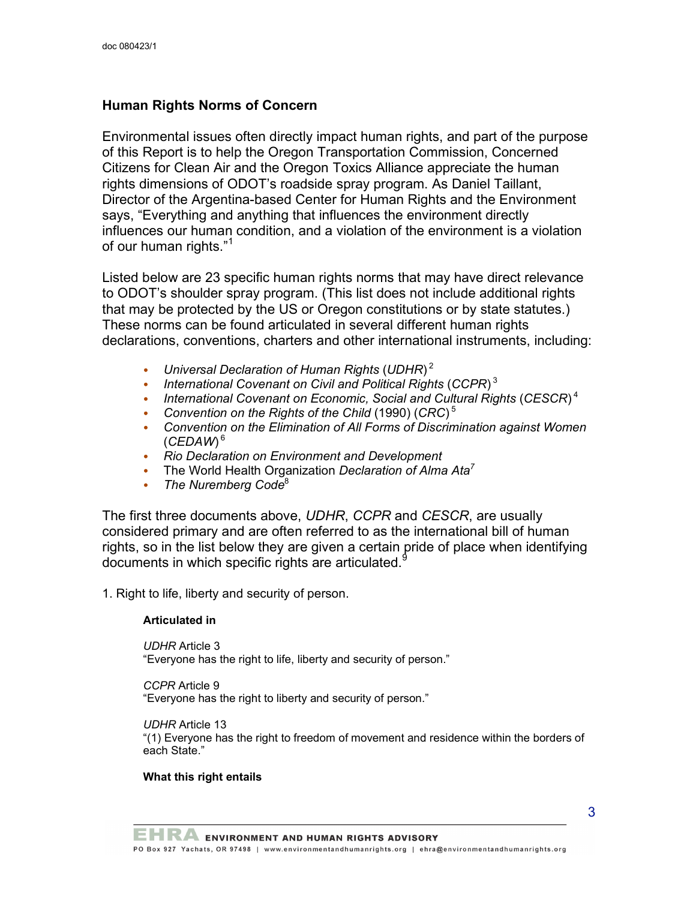## Human Rights Norms of Concern

Environmental issues often directly impact human rights, and part of the purpose of this Report is to help the Oregon Transportation Commission, Concerned Citizens for Clean Air and the Oregon Toxics Alliance appreciate the human rights dimensions of ODOT's roadside spray program. As Daniel Taillant, Director of the Argentina-based Center for Human Rights and the Environment says, "Everything and anything that influences the environment directly influences our human condition, and a violation of the environment is a violation of our human rights."[1]

Listed below are 23 specific human rights norms that may have direct relevance to ODOT's shoulder spray program. (This list does not include additional rights that may be protected by the US or Oregon constitutions or by state statutes.) These norms can be found articulated in several different human rights declarations, conventions, charters and other international instruments, including:

- *Universal Declaration of Human Rights* (*UDHR*)[2]
- *International Covenant on Civil and Political Rights* (*CCPR*)[3]
- *International Covenant on Economic, Social and Cultural Rights* (*CESCR*)[4]
- *Convention on the Rights of the Child* (1990) (*CRC*)[5]
- *Convention on the Elimination of All Forms of Discrimination against Women* (*CEDAW*)[6]
- *Rio Declaration on Environment and Development*
- The World Health Organization *Declaration of Alma Ata*[7]
- *The Nuremberg Code*[8]

The first three documents above, *UDHR*, *CCPR* and *CESCR*, are usually considered primary and are often referred to as the international bill of human rights, so in the list below they are given a certain pride of place when identifying documents in which specific rights are articulated.[9]

1. Right to life, liberty and security of person.

**Articulated in**

*UDHR* Article 3
"Everyone has the right to life, liberty and security of person."

*CCPR* Article 9
"Everyone has the right to liberty and security of person."

*UDHR* Article 13
"(1) Everyone has the right to freedom of movement and residence within the borders of each State."

**What this right entails**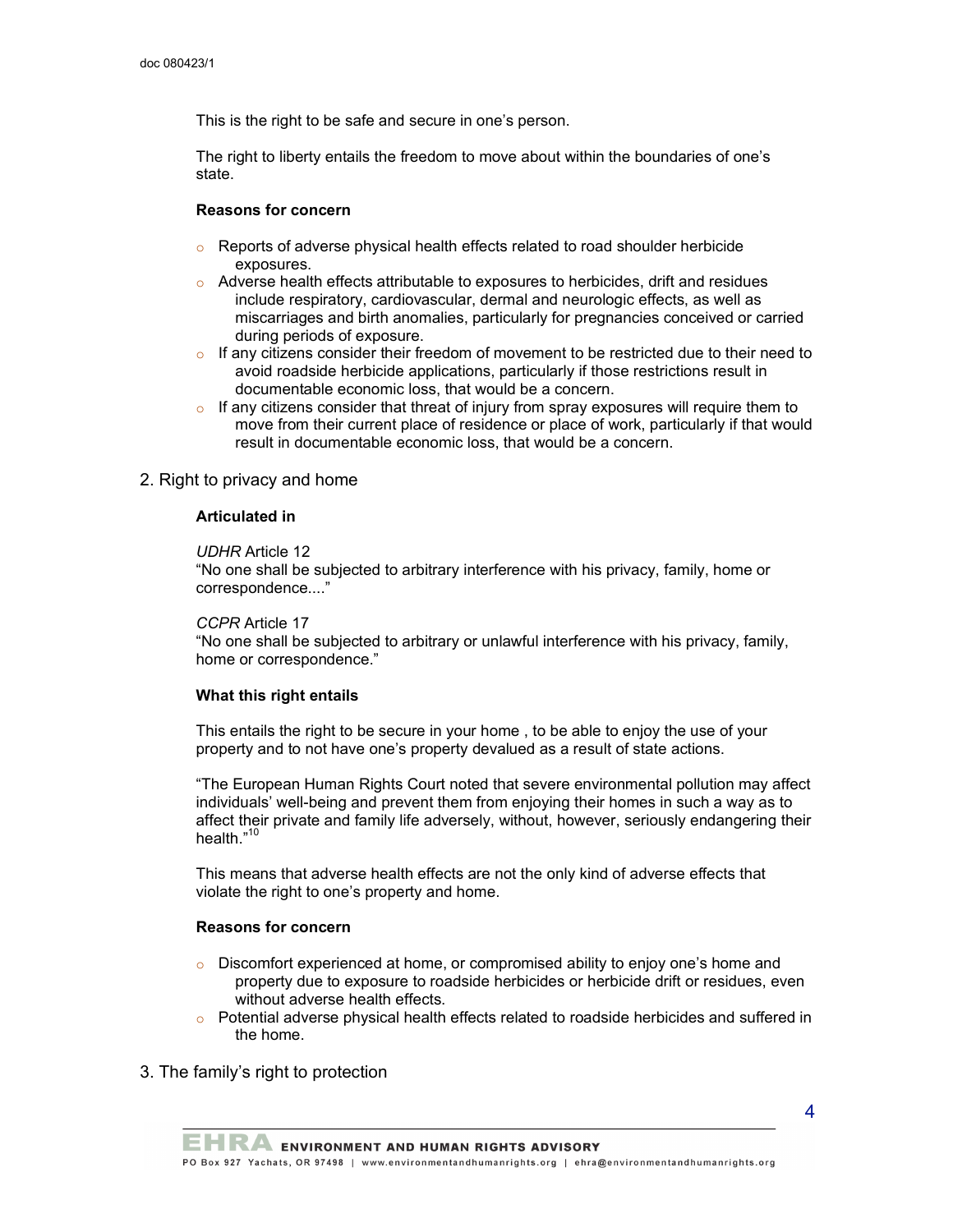This is the right to be safe and secure in one's person.

The right to liberty entails the freedom to move about within the boundaries of one's state.

**Reasons for concern**

- Reports of adverse physical health effects related to road shoulder herbicide exposures.
- Adverse health effects attributable to exposures to herbicides, drift and residues include respiratory, cardiovascular, dermal and neurologic effects, as well as miscarriages and birth anomalies, particularly for pregnancies conceived or carried during periods of exposure.
- If any citizens consider their freedom of movement to be restricted due to their need to avoid roadside herbicide applications, particularly if those restrictions result in documentable economic loss, that would be a concern.
- If any citizens consider that threat of injury from spray exposures will require them to move from their current place of residence or place of work, particularly if that would result in documentable economic loss, that would be a concern.

## 2. Right to privacy and home

**Articulated in**

*UDHR* Article 12
"No one shall be subjected to arbitrary interference with his privacy, family, home or correspondence...."

*CCPR* Article 17
"No one shall be subjected to arbitrary or unlawful interference with his privacy, family, home or correspondence."

**What this right entails**

This entails the right to be secure in your home , to be able to enjoy the use of your property and to not have one's property devalued as a result of state actions.

"The European Human Rights Court noted that severe environmental pollution may affect individuals' well-being and prevent them from enjoying their homes in such a way as to affect their private and family life adversely, without, however, seriously endangering their health."[10]

This means that adverse health effects are not the only kind of adverse effects that violate the right to one's property and home.

**Reasons for concern**

- Discomfort experienced at home, or compromised ability to enjoy one's home and property due to exposure to roadside herbicides or herbicide drift or residues, even without adverse health effects.
- Potential adverse physical health effects related to roadside herbicides and suffered in the home.

## 3. The family's right to protection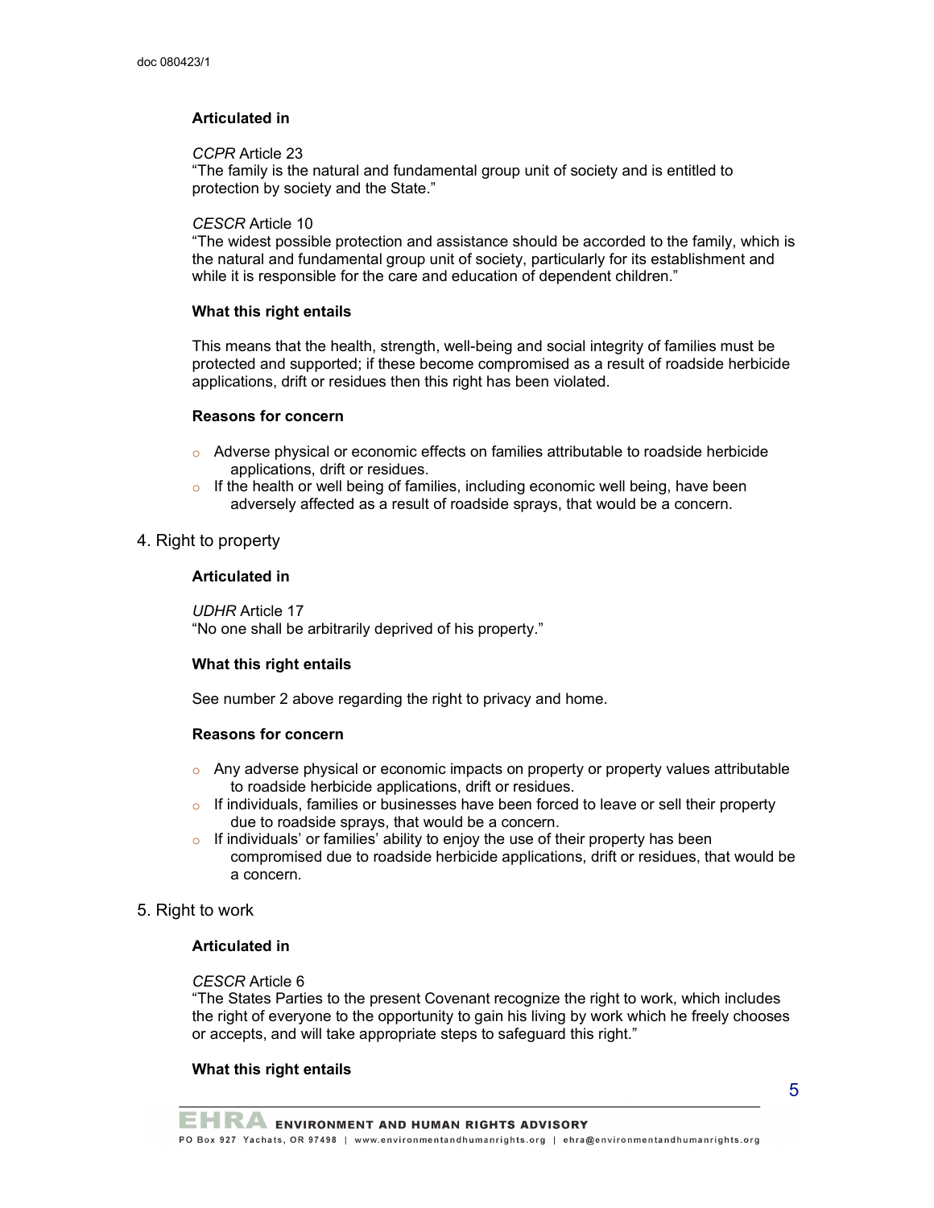#### Articulated in

*CCPR* Article 23
"The family is the natural and fundamental group unit of society and is entitled to protection by society and the State."

*CESCR* Article 10
"The widest possible protection and assistance should be accorded to the family, which is the natural and fundamental group unit of society, particularly for its establishment and while it is responsible for the care and education of dependent children."

#### What this right entails

This means that the health, strength, well-being and social integrity of families must be protected and supported; if these become compromised as a result of roadside herbicide applications, drift or residues then this right has been violated.

#### Reasons for concern

- Adverse physical or economic effects on families attributable to roadside herbicide applications, drift or residues.
- If the health or well being of families, including economic well being, have been adversely affected as a result of roadside sprays, that would be a concern.

### 4. Right to property

#### Articulated in

*UDHR* Article 17
"No one shall be arbitrarily deprived of his property."

#### What this right entails

See number 2 above regarding the right to privacy and home.

#### Reasons for concern

- Any adverse physical or economic impacts on property or property values attributable to roadside herbicide applications, drift or residues.
- If individuals, families or businesses have been forced to leave or sell their property due to roadside sprays, that would be a concern.
- If individuals' or families' ability to enjoy the use of their property has been compromised due to roadside herbicide applications, drift or residues, that would be a concern.

### 5. Right to work

#### Articulated in

*CESCR* Article 6
"The States Parties to the present Covenant recognize the right to work, which includes the right of everyone to the opportunity to gain his living by work which he freely chooses or accepts, and will take appropriate steps to safeguard this right."

#### What this right entails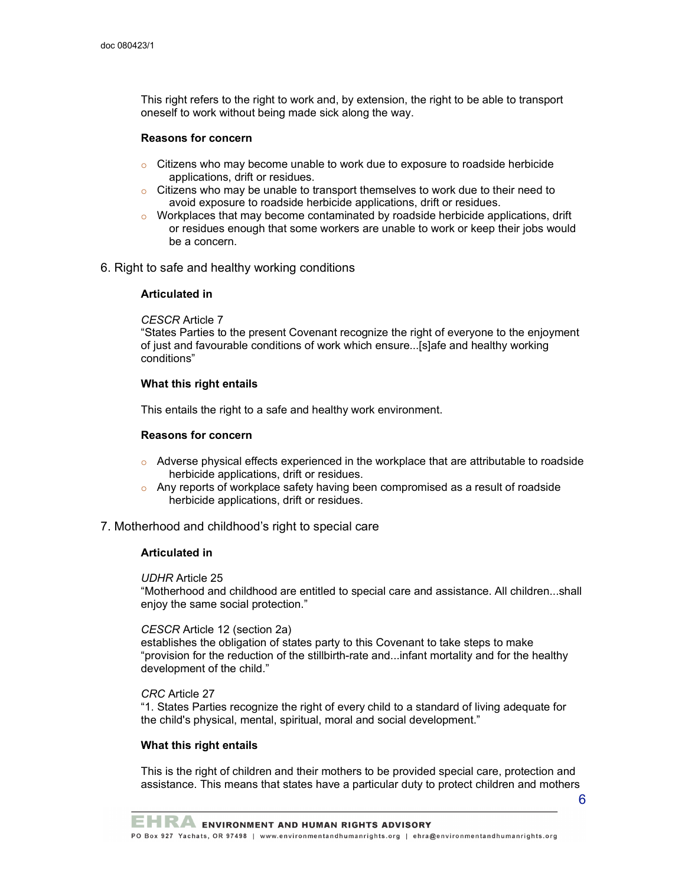This right refers to the right to work and, by extension, the right to be able to transport oneself to work without being made sick along the way.

**Reasons for concern**

- Citizens who may become unable to work due to exposure to roadside herbicide applications, drift or residues.
- Citizens who may be unable to transport themselves to work due to their need to avoid exposure to roadside herbicide applications, drift or residues.
- Workplaces that may become contaminated by roadside herbicide applications, drift or residues enough that some workers are unable to work or keep their jobs would be a concern.

## 6. Right to safe and healthy working conditions

**Articulated in**

*CESCR* Article 7
"States Parties to the present Covenant recognize the right of everyone to the enjoyment of just and favourable conditions of work which ensure...[s]afe and healthy working conditions"

**What this right entails**

This entails the right to a safe and healthy work environment.

**Reasons for concern**

- Adverse physical effects experienced in the workplace that are attributable to roadside herbicide applications, drift or residues.
- Any reports of workplace safety having been compromised as a result of roadside herbicide applications, drift or residues.

## 7. Motherhood and childhood's right to special care

**Articulated in**

*UDHR* Article 25
"Motherhood and childhood are entitled to special care and assistance. All children...shall enjoy the same social protection."

*CESCR* Article 12 (section 2a)
establishes the obligation of states party to this Covenant to take steps to make "provision for the reduction of the stillbirth-rate and...infant mortality and for the healthy development of the child."

*CRC* Article 27
"1. States Parties recognize the right of every child to a standard of living adequate for the child's physical, mental, spiritual, moral and social development."

**What this right entails**

This is the right of children and their mothers to be provided special care, protection and assistance. This means that states have a particular duty to protect children and mothers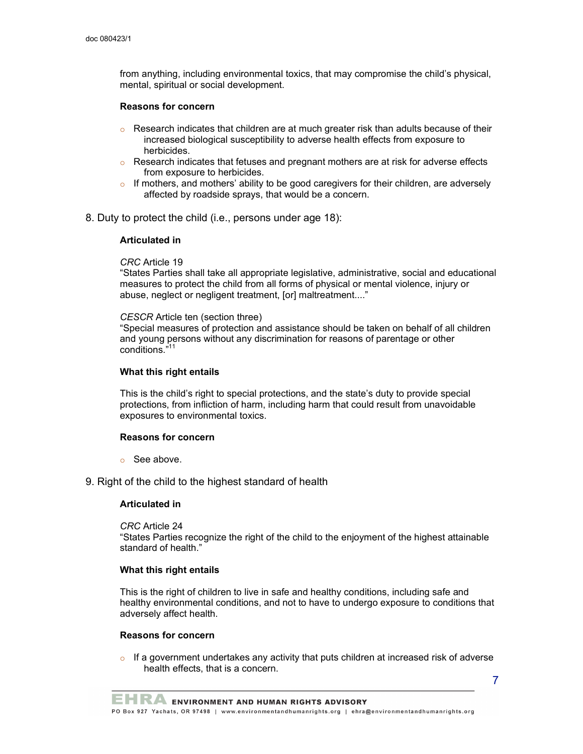from anything, including environmental toxics, that may compromise the child's physical, mental, spiritual or social development.

**Reasons for concern**

- Research indicates that children are at much greater risk than adults because of their increased biological susceptibility to adverse health effects from exposure to herbicides.
- Research indicates that fetuses and pregnant mothers are at risk for adverse effects from exposure to herbicides.
- If mothers, and mothers' ability to be good caregivers for their children, are adversely affected by roadside sprays, that would be a concern.

8. Duty to protect the child (i.e., persons under age 18):

**Articulated in**

*CRC* Article 19
"States Parties shall take all appropriate legislative, administrative, social and educational measures to protect the child from all forms of physical or mental violence, injury or abuse, neglect or negligent treatment, [or] maltreatment...."

*CESCR* Article ten (section three)
"Special measures of protection and assistance should be taken on behalf of all children and young persons without any discrimination for reasons of parentage or other conditions."[11]

**What this right entails**

This is the child's right to special protections, and the state's duty to provide special protections, from infliction of harm, including harm that could result from unavoidable exposures to environmental toxics.

**Reasons for concern**

- See above.

9. Right of the child to the highest standard of health

**Articulated in**

*CRC* Article 24
"States Parties recognize the right of the child to the enjoyment of the highest attainable standard of health."

**What this right entails**

This is the right of children to live in safe and healthy conditions, including safe and healthy environmental conditions, and not to have to undergo exposure to conditions that adversely affect health.

**Reasons for concern**

- If a government undertakes any activity that puts children at increased risk of adverse health effects, that is a concern.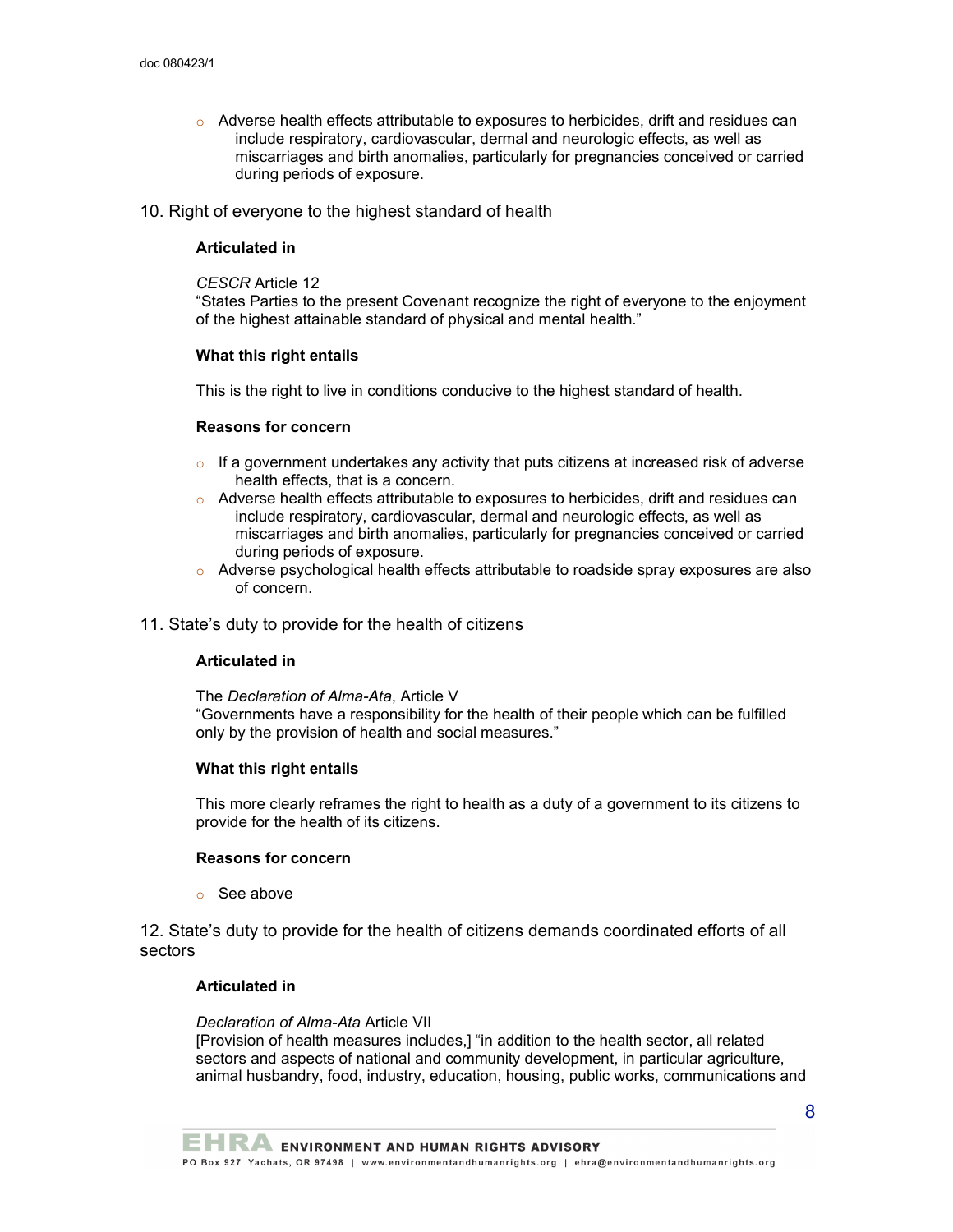- Adverse health effects attributable to exposures to herbicides, drift and residues can include respiratory, cardiovascular, dermal and neurologic effects, as well as miscarriages and birth anomalies, particularly for pregnancies conceived or carried during periods of exposure.

## 10. Right of everyone to the highest standard of health

**Articulated in**

*CESCR* Article 12
"States Parties to the present Covenant recognize the right of everyone to the enjoyment of the highest attainable standard of physical and mental health."

**What this right entails**

This is the right to live in conditions conducive to the highest standard of health.

**Reasons for concern**

- If a government undertakes any activity that puts citizens at increased risk of adverse health effects, that is a concern.
- Adverse health effects attributable to exposures to herbicides, drift and residues can include respiratory, cardiovascular, dermal and neurologic effects, as well as miscarriages and birth anomalies, particularly for pregnancies conceived or carried during periods of exposure.
- Adverse psychological health effects attributable to roadside spray exposures are also of concern.

## 11. State's duty to provide for the health of citizens

**Articulated in**

The *Declaration of Alma-Ata*, Article V
"Governments have a responsibility for the health of their people which can be fulfilled only by the provision of health and social measures."

**What this right entails**

This more clearly reframes the right to health as a duty of a government to its citizens to provide for the health of its citizens.

**Reasons for concern**

- See above

## 12. State's duty to provide for the health of citizens demands coordinated efforts of all sectors

**Articulated in**

*Declaration of Alma-Ata* Article VII
[Provision of health measures includes,] "in addition to the health sector, all related sectors and aspects of national and community development, in particular agriculture, animal husbandry, food, industry, education, housing, public works, communications and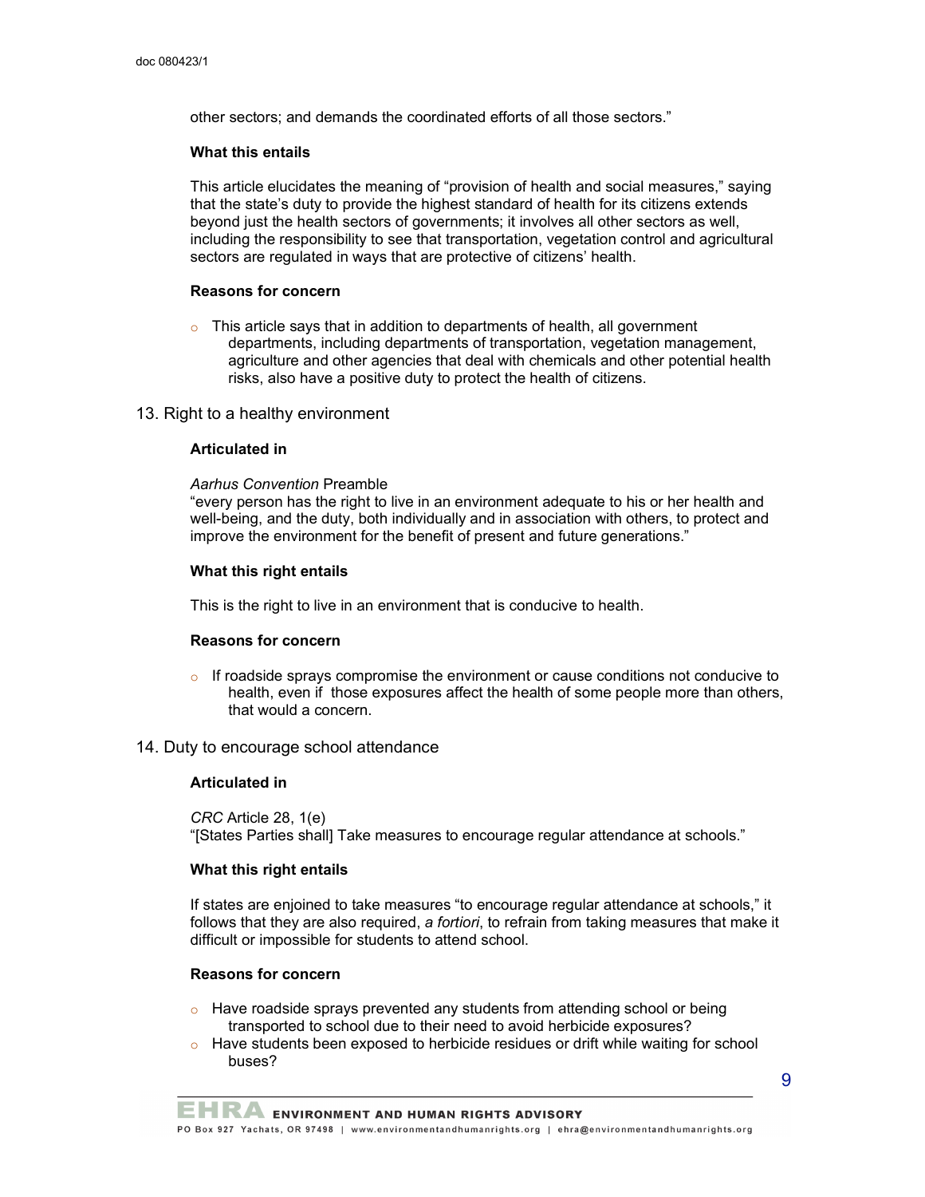other sectors; and demands the coordinated efforts of all those sectors."

**What this entails**

This article elucidates the meaning of "provision of health and social measures," saying that the state's duty to provide the highest standard of health for its citizens extends beyond just the health sectors of governments; it involves all other sectors as well, including the responsibility to see that transportation, vegetation control and agricultural sectors are regulated in ways that are protective of citizens' health.

**Reasons for concern**

- This article says that in addition to departments of health, all government departments, including departments of transportation, vegetation management, agriculture and other agencies that deal with chemicals and other potential health risks, also have a positive duty to protect the health of citizens.

## 13. Right to a healthy environment

**Articulated in**

*Aarhus Convention* Preamble
"every person has the right to live in an environment adequate to his or her health and well-being, and the duty, both individually and in association with others, to protect and improve the environment for the benefit of present and future generations."

**What this right entails**

This is the right to live in an environment that is conducive to health.

**Reasons for concern**

- If roadside sprays compromise the environment or cause conditions not conducive to health, even if those exposures affect the health of some people more than others, that would a concern.

## 14. Duty to encourage school attendance

**Articulated in**

*CRC* Article 28, 1(e)
"[States Parties shall] Take measures to encourage regular attendance at schools."

**What this right entails**

If states are enjoined to take measures "to encourage regular attendance at schools," it follows that they are also required, *a fortiori*, to refrain from taking measures that make it difficult or impossible for students to attend school.

**Reasons for concern**

- Have roadside sprays prevented any students from attending school or being transported to school due to their need to avoid herbicide exposures?
- Have students been exposed to herbicide residues or drift while waiting for school buses?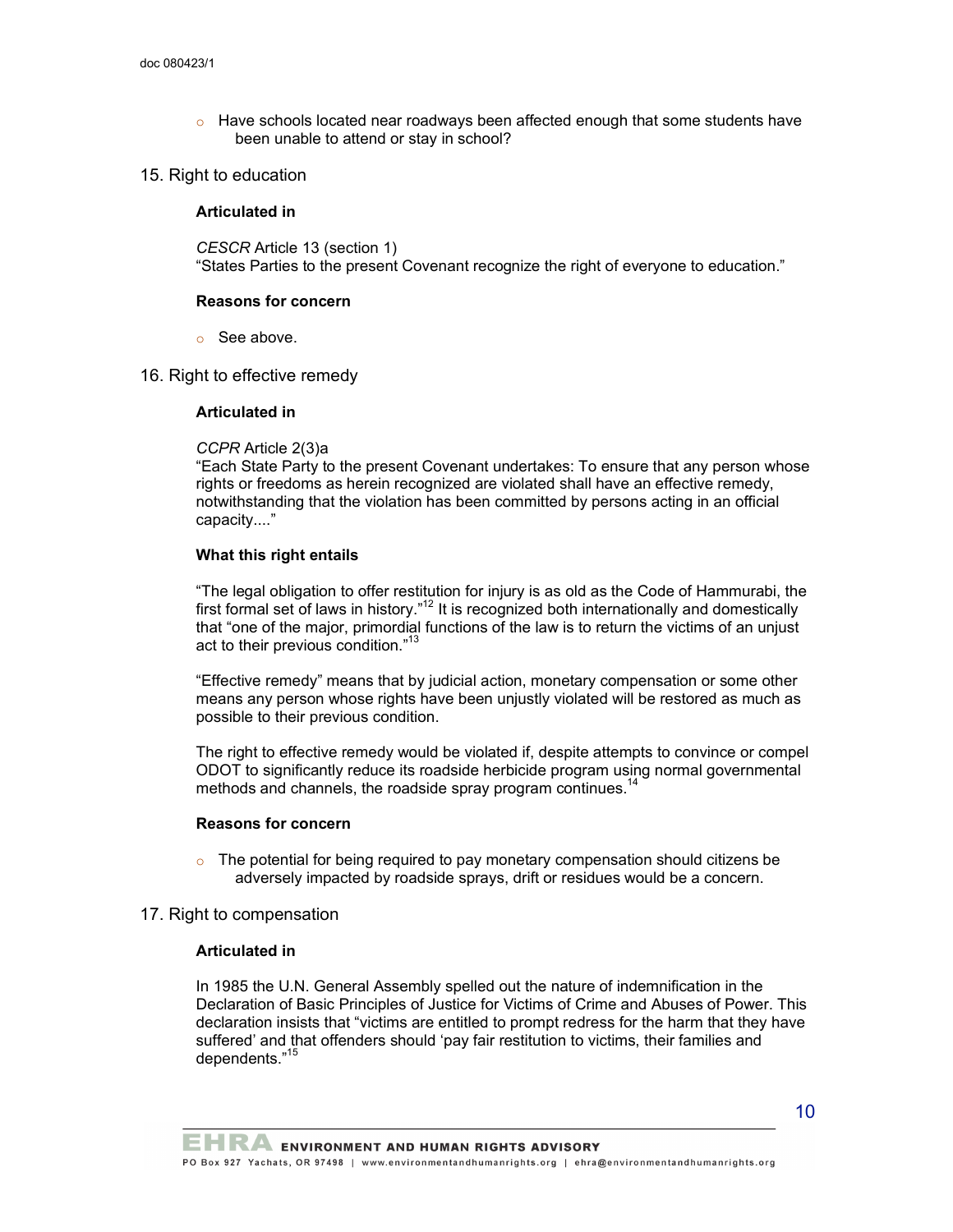- Have schools located near roadways been affected enough that some students have been unable to attend or stay in school?

15. Right to education

**Articulated in**

*CESCR* Article 13 (section 1)
"States Parties to the present Covenant recognize the right of everyone to education."

**Reasons for concern**

- See above.

16. Right to effective remedy

**Articulated in**

*CCPR* Article 2(3)a
"Each State Party to the present Covenant undertakes: To ensure that any person whose rights or freedoms as herein recognized are violated shall have an effective remedy, notwithstanding that the violation has been committed by persons acting in an official capacity...."

**What this right entails**

"The legal obligation to offer restitution for injury is as old as the Code of Hammurabi, the first formal set of laws in history."[12] It is recognized both internationally and domestically that "one of the major, primordial functions of the law is to return the victims of an unjust act to their previous condition."[13]

"Effective remedy" means that by judicial action, monetary compensation or some other means any person whose rights have been unjustly violated will be restored as much as possible to their previous condition.

The right to effective remedy would be violated if, despite attempts to convince or compel ODOT to significantly reduce its roadside herbicide program using normal governmental methods and channels, the roadside spray program continues.[14]

**Reasons for concern**

- The potential for being required to pay monetary compensation should citizens be adversely impacted by roadside sprays, drift or residues would be a concern.

17. Right to compensation

**Articulated in**

In 1985 the U.N. General Assembly spelled out the nature of indemnification in the Declaration of Basic Principles of Justice for Victims of Crime and Abuses of Power. This declaration insists that "victims are entitled to prompt redress for the harm that they have suffered' and that offenders should 'pay fair restitution to victims, their families and dependents."[15]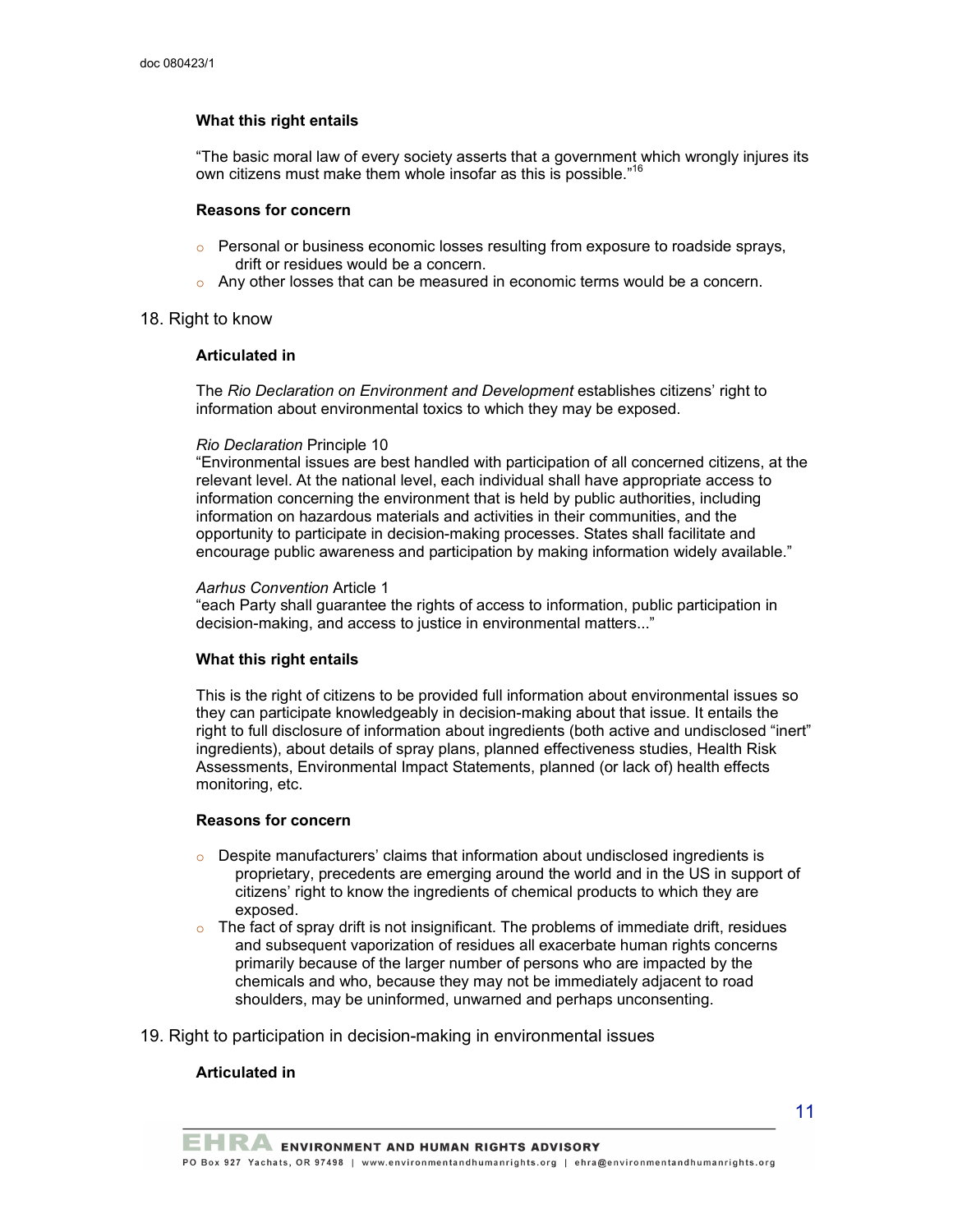#### What this right entails

"The basic moral law of every society asserts that a government which wrongly injures its own citizens must make them whole insofar as this is possible."[16]

#### Reasons for concern

- Personal or business economic losses resulting from exposure to roadside sprays, drift or residues would be a concern.
- Any other losses that can be measured in economic terms would be a concern.

### 18. Right to know

#### Articulated in

The *Rio Declaration on Environment and Development* establishes citizens' right to information about environmental toxics to which they may be exposed.

*Rio Declaration* Principle 10
"Environmental issues are best handled with participation of all concerned citizens, at the relevant level. At the national level, each individual shall have appropriate access to information concerning the environment that is held by public authorities, including information on hazardous materials and activities in their communities, and the opportunity to participate in decision-making processes. States shall facilitate and encourage public awareness and participation by making information widely available."

*Aarhus Convention* Article 1
"each Party shall guarantee the rights of access to information, public participation in decision-making, and access to justice in environmental matters..."

#### What this right entails

This is the right of citizens to be provided full information about environmental issues so they can participate knowledgeably in decision-making about that issue. It entails the right to full disclosure of information about ingredients (both active and undisclosed "inert" ingredients), about details of spray plans, planned effectiveness studies, Health Risk Assessments, Environmental Impact Statements, planned (or lack of) health effects monitoring, etc.

#### Reasons for concern

- Despite manufacturers' claims that information about undisclosed ingredients is proprietary, precedents are emerging around the world and in the US in support of citizens' right to know the ingredients of chemical products to which they are exposed.
- The fact of spray drift is not insignificant. The problems of immediate drift, residues and subsequent vaporization of residues all exacerbate human rights concerns primarily because of the larger number of persons who are impacted by the chemicals and who, because they may not be immediately adjacent to road shoulders, may be uninformed, unwarned and perhaps unconsenting.

### 19. Right to participation in decision-making in environmental issues

#### Articulated in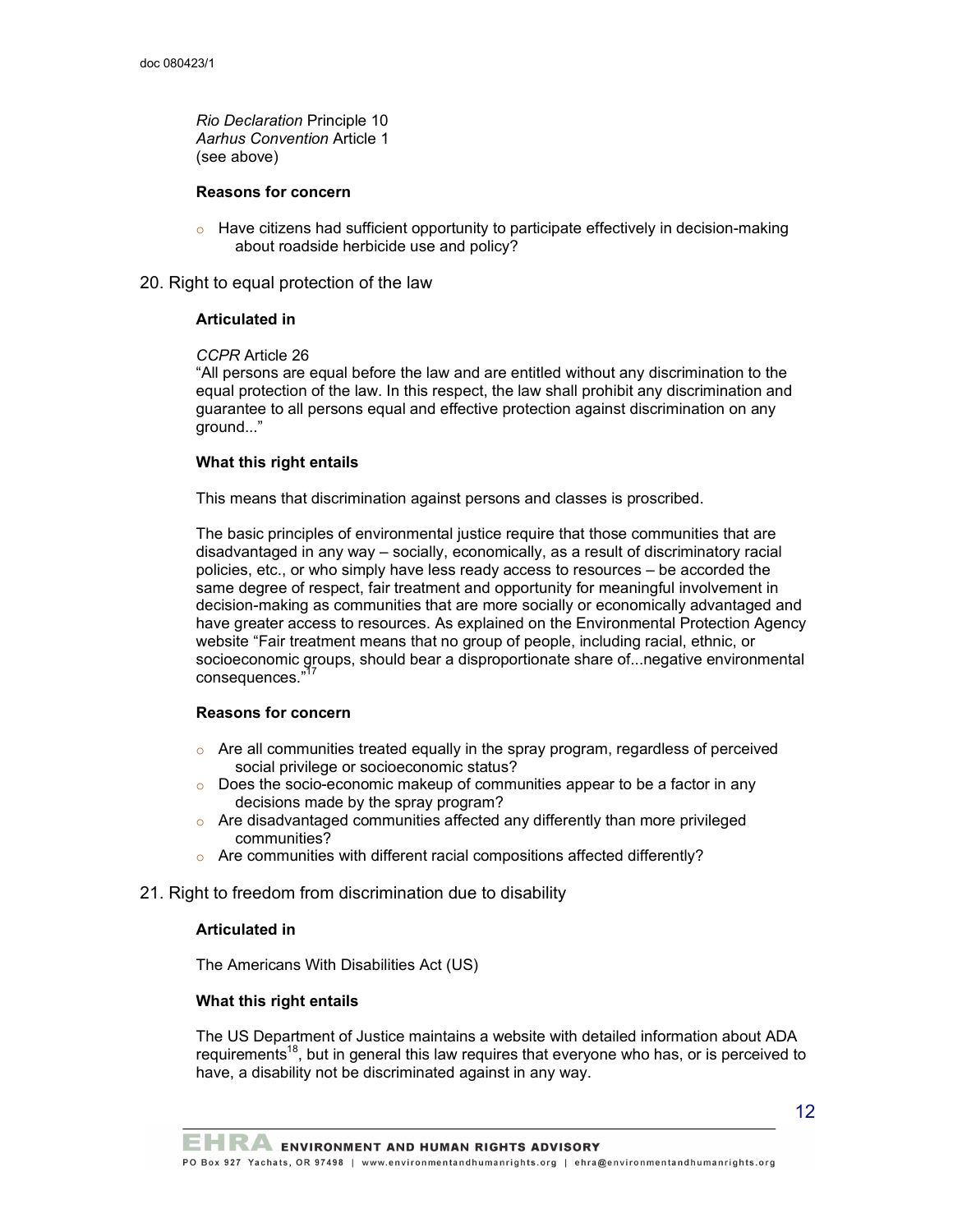*Rio Declaration* Principle 10
*Aarhus Convention* Article 1
(see above)

**Reasons for concern**

- Have citizens had sufficient opportunity to participate effectively in decision-making about roadside herbicide use and policy?

## 20. Right to equal protection of the law

**Articulated in**

*CCPR* Article 26
"All persons are equal before the law and are entitled without any discrimination to the equal protection of the law. In this respect, the law shall prohibit any discrimination and guarantee to all persons equal and effective protection against discrimination on any ground..."

**What this right entails**

This means that discrimination against persons and classes is proscribed.

The basic principles of environmental justice require that those communities that are disadvantaged in any way – socially, economically, as a result of discriminatory racial policies, etc., or who simply have less ready access to resources – be accorded the same degree of respect, fair treatment and opportunity for meaningful involvement in decision-making as communities that are more socially or economically advantaged and have greater access to resources. As explained on the Environmental Protection Agency website "Fair treatment means that no group of people, including racial, ethnic, or socioeconomic groups, should bear a disproportionate share of...negative environmental consequences."[17]

**Reasons for concern**

- Are all communities treated equally in the spray program, regardless of perceived social privilege or socioeconomic status?
- Does the socio-economic makeup of communities appear to be a factor in any decisions made by the spray program?
- Are disadvantaged communities affected any differently than more privileged communities?
- Are communities with different racial compositions affected differently?

## 21. Right to freedom from discrimination due to disability

**Articulated in**

The Americans With Disabilities Act (US)

**What this right entails**

The US Department of Justice maintains a website with detailed information about ADA requirements[18], but in general this law requires that everyone who has, or is perceived to have, a disability not be discriminated against in any way.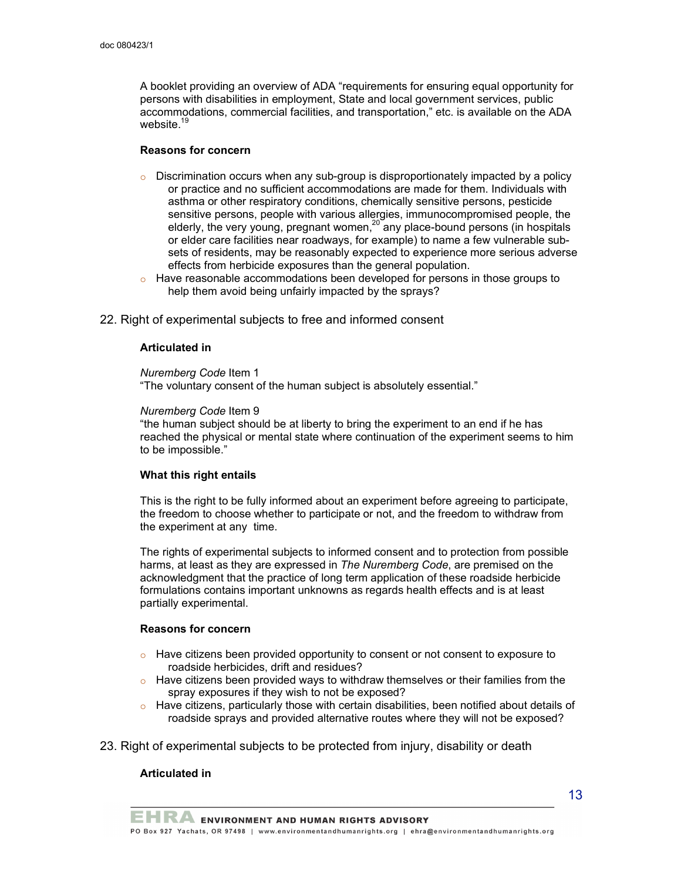A booklet providing an overview of ADA "requirements for ensuring equal opportunity for persons with disabilities in employment, State and local government services, public accommodations, commercial facilities, and transportation," etc. is available on the ADA website.[19]

**Reasons for concern**

- Discrimination occurs when any sub-group is disproportionately impacted by a policy or practice and no sufficient accommodations are made for them. Individuals with asthma or other respiratory conditions, chemically sensitive persons, pesticide sensitive persons, people with various allergies, immunocompromised people, the elderly, the very young, pregnant women,[20] any place-bound persons (in hospitals or elder care facilities near roadways, for example) to name a few vulnerable sub-sets of residents, may be reasonably expected to experience more serious adverse effects from herbicide exposures than the general population.
- Have reasonable accommodations been developed for persons in those groups to help them avoid being unfairly impacted by the sprays?

22. Right of experimental subjects to free and informed consent

**Articulated in**

*Nuremberg Code* Item 1
"The voluntary consent of the human subject is absolutely essential."

*Nuremberg Code* Item 9
"the human subject should be at liberty to bring the experiment to an end if he has reached the physical or mental state where continuation of the experiment seems to him to be impossible."

**What this right entails**

This is the right to be fully informed about an experiment before agreeing to participate, the freedom to choose whether to participate or not, and the freedom to withdraw from the experiment at any time.

The rights of experimental subjects to informed consent and to protection from possible harms, at least as they are expressed in *The Nuremberg Code*, are premised on the acknowledgment that the practice of long term application of these roadside herbicide formulations contains important unknowns as regards health effects and is at least partially experimental.

**Reasons for concern**

- Have citizens been provided opportunity to consent or not consent to exposure to roadside herbicides, drift and residues?
- Have citizens been provided ways to withdraw themselves or their families from the spray exposures if they wish to not be exposed?
- Have citizens, particularly those with certain disabilities, been notified about details of roadside sprays and provided alternative routes where they will not be exposed?

23. Right of experimental subjects to be protected from injury, disability or death

**Articulated in**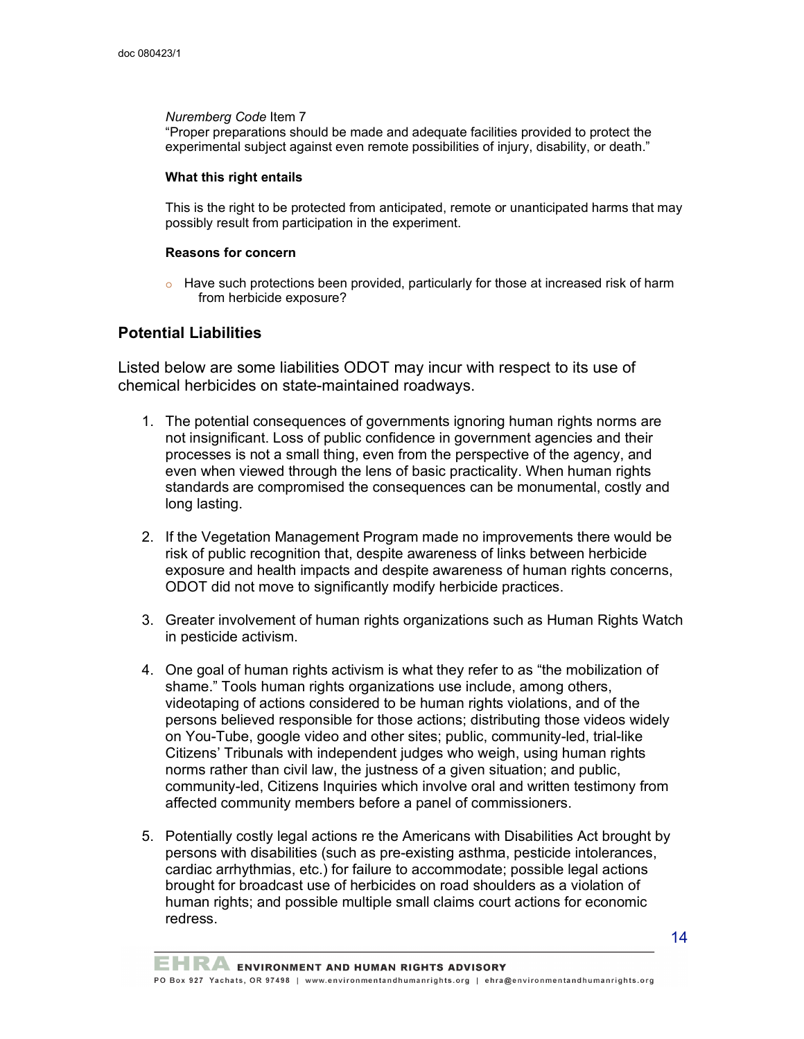*Nuremberg Code* Item 7
"Proper preparations should be made and adequate facilities provided to protect the experimental subject against even remote possibilities of injury, disability, or death."

**What this right entails**

This is the right to be protected from anticipated, remote or unanticipated harms that may possibly result from participation in the experiment.

**Reasons for concern**

- Have such protections been provided, particularly for those at increased risk of harm from herbicide exposure?

## Potential Liabilities

Listed below are some liabilities ODOT may incur with respect to its use of chemical herbicides on state-maintained roadways.

1. The potential consequences of governments ignoring human rights norms are not insignificant. Loss of public confidence in government agencies and their processes is not a small thing, even from the perspective of the agency, and even when viewed through the lens of basic practicality. When human rights standards are compromised the consequences can be monumental, costly and long lasting.

2. If the Vegetation Management Program made no improvements there would be risk of public recognition that, despite awareness of links between herbicide exposure and health impacts and despite awareness of human rights concerns, ODOT did not move to significantly modify herbicide practices.

3. Greater involvement of human rights organizations such as Human Rights Watch in pesticide activism.

4. One goal of human rights activism is what they refer to as "the mobilization of shame." Tools human rights organizations use include, among others, videotaping of actions considered to be human rights violations, and of the persons believed responsible for those actions; distributing those videos widely on You-Tube, google video and other sites; public, community-led, trial-like Citizens' Tribunals with independent judges who weigh, using human rights norms rather than civil law, the justness of a given situation; and public, community-led, Citizens Inquiries which involve oral and written testimony from affected community members before a panel of commissioners.

5. Potentially costly legal actions re the Americans with Disabilities Act brought by persons with disabilities (such as pre-existing asthma, pesticide intolerances, cardiac arrhythmias, etc.) for failure to accommodate; possible legal actions brought for broadcast use of herbicides on road shoulders as a violation of human rights; and possible multiple small claims court actions for economic redress.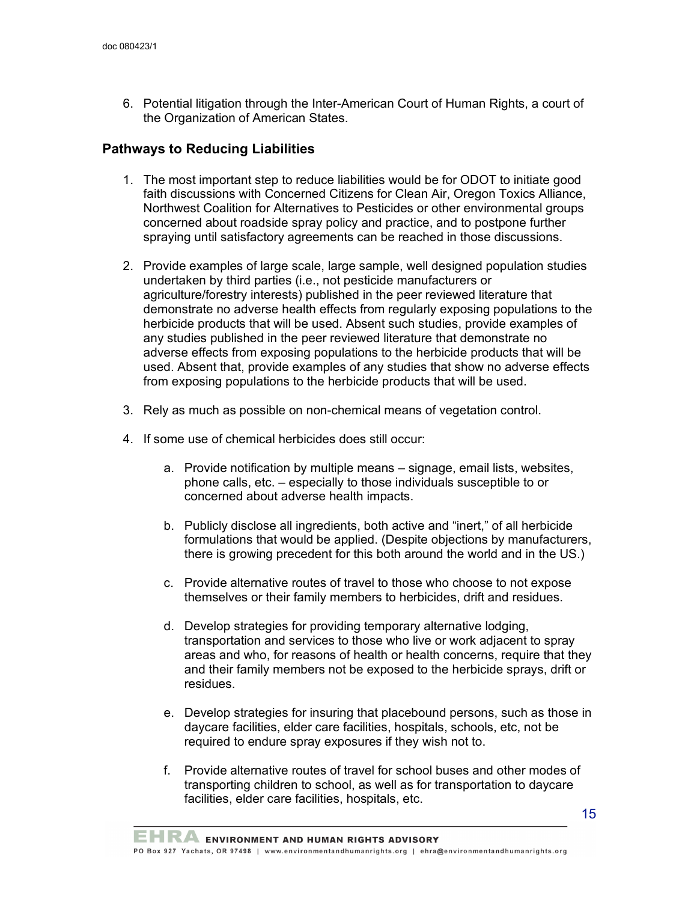6. Potential litigation through the Inter-American Court of Human Rights, a court of the Organization of American States.

## Pathways to Reducing Liabilities

1. The most important step to reduce liabilities would be for ODOT to initiate good faith discussions with Concerned Citizens for Clean Air, Oregon Toxics Alliance, Northwest Coalition for Alternatives to Pesticides or other environmental groups concerned about roadside spray policy and practice, and to postpone further spraying until satisfactory agreements can be reached in those discussions.

2. Provide examples of large scale, large sample, well designed population studies undertaken by third parties (i.e., not pesticide manufacturers or agriculture/forestry interests) published in the peer reviewed literature that demonstrate no adverse health effects from regularly exposing populations to the herbicide products that will be used. Absent such studies, provide examples of any studies published in the peer reviewed literature that demonstrate no adverse effects from exposing populations to the herbicide products that will be used. Absent that, provide examples of any studies that show no adverse effects from exposing populations to the herbicide products that will be used.

3. Rely as much as possible on non-chemical means of vegetation control.

4. If some use of chemical herbicides does still occur:

    a. Provide notification by multiple means – signage, email lists, websites, phone calls, etc. – especially to those individuals susceptible to or concerned about adverse health impacts.

    b. Publicly disclose all ingredients, both active and "inert," of all herbicide formulations that would be applied. (Despite objections by manufacturers, there is growing precedent for this both around the world and in the US.)

    c. Provide alternative routes of travel to those who choose to not expose themselves or their family members to herbicides, drift and residues.

    d. Develop strategies for providing temporary alternative lodging, transportation and services to those who live or work adjacent to spray areas and who, for reasons of health or health concerns, require that they and their family members not be exposed to the herbicide sprays, drift or residues.

    e. Develop strategies for insuring that placebound persons, such as those in daycare facilities, elder care facilities, hospitals, schools, etc, not be required to endure spray exposures if they wish not to.

    f. Provide alternative routes of travel for school buses and other modes of transporting children to school, as well as for transportation to daycare facilities, elder care facilities, hospitals, etc.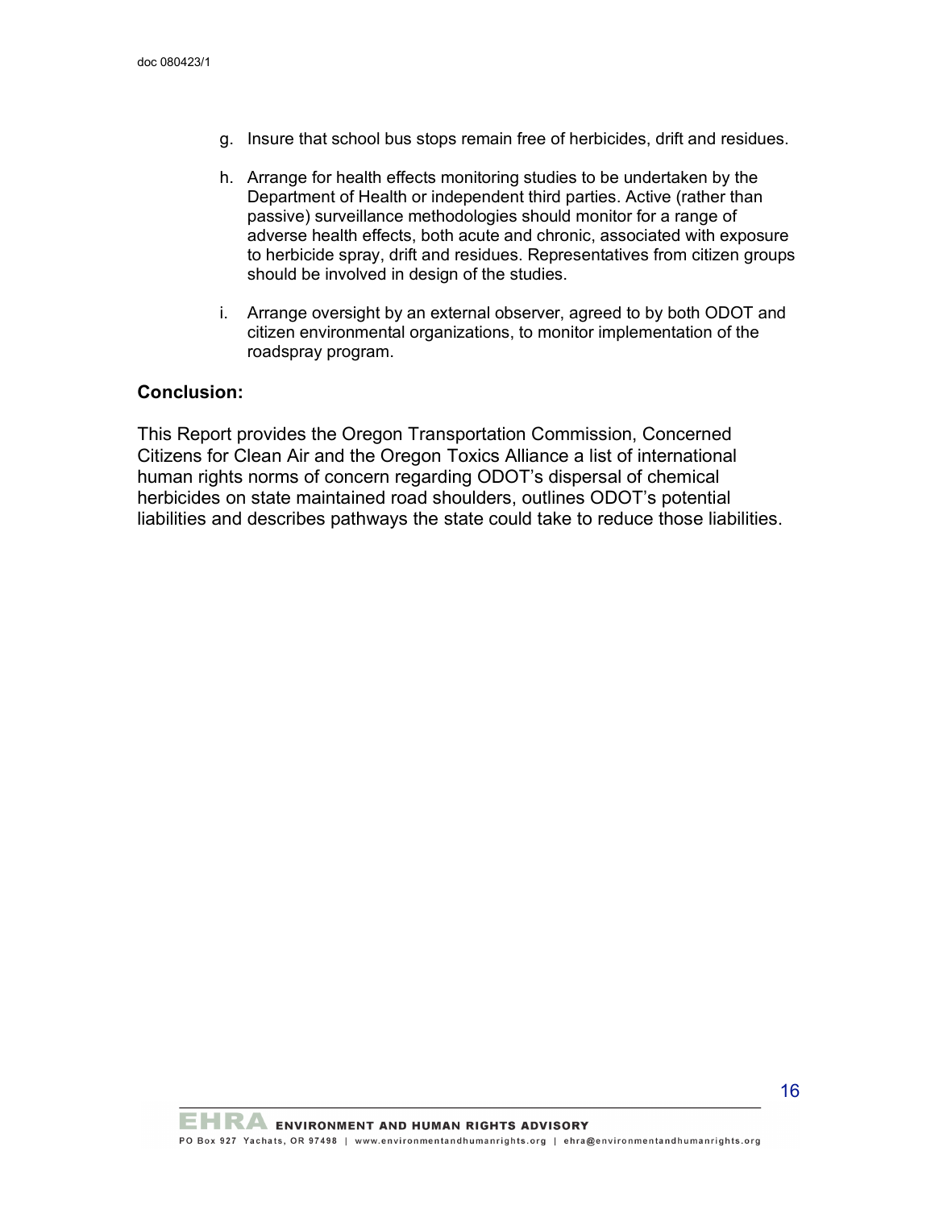g. Insure that school bus stops remain free of herbicides, drift and residues.

h. Arrange for health effects monitoring studies to be undertaken by the Department of Health or independent third parties. Active (rather than passive) surveillance methodologies should monitor for a range of adverse health effects, both acute and chronic, associated with exposure to herbicide spray, drift and residues. Representatives from citizen groups should be involved in design of the studies.

i. Arrange oversight by an external observer, agreed to by both ODOT and citizen environmental organizations, to monitor implementation of the roadspray program.

**Conclusion:**

This Report provides the Oregon Transportation Commission, Concerned Citizens for Clean Air and the Oregon Toxics Alliance a list of international human rights norms of concern regarding ODOT's dispersal of chemical herbicides on state maintained road shoulders, outlines ODOT's potential liabilities and describes pathways the state could take to reduce those liabilities.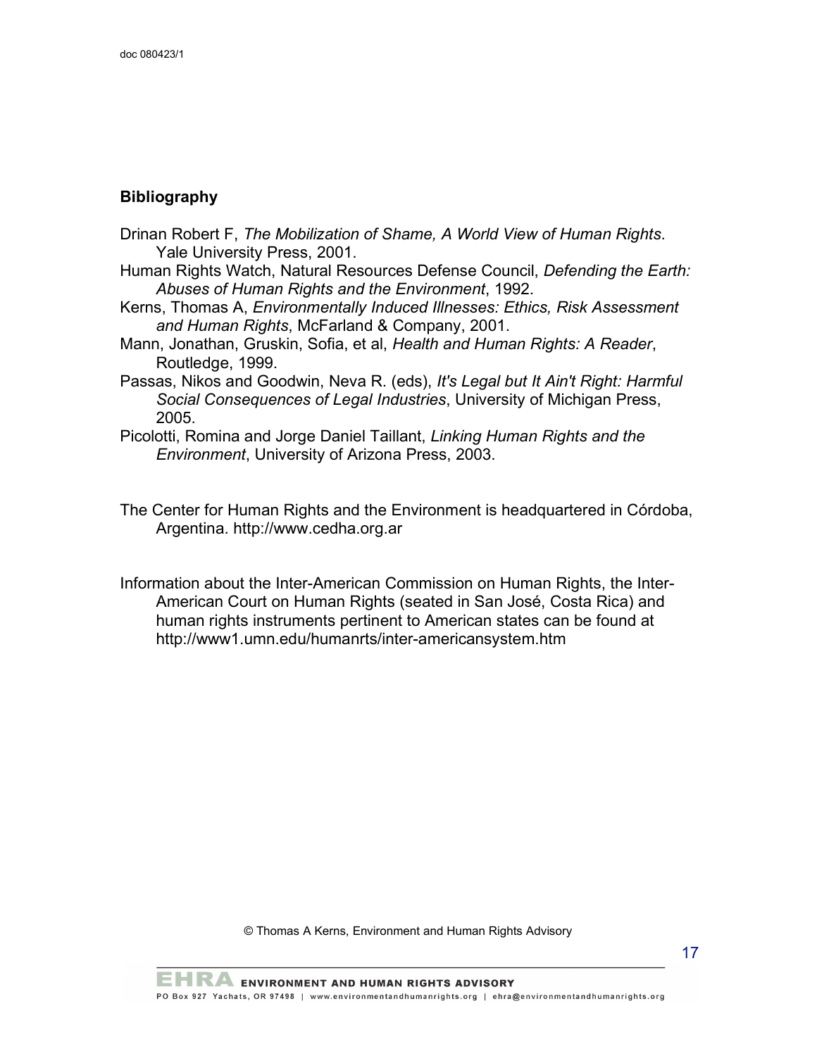## Bibliography

Drinan Robert F, *The Mobilization of Shame, A World View of Human Rights*. Yale University Press, 2001.

Human Rights Watch, Natural Resources Defense Council, *Defending the Earth: Abuses of Human Rights and the Environment*, 1992.

Kerns, Thomas A, *Environmentally Induced Illnesses: Ethics, Risk Assessment and Human Rights*, McFarland & Company, 2001.

Mann, Jonathan, Gruskin, Sofia, et al, *Health and Human Rights: A Reader*, Routledge, 1999.

Passas, Nikos and Goodwin, Neva R. (eds), *It's Legal but It Ain't Right: Harmful Social Consequences of Legal Industries*, University of Michigan Press, 2005.

Picolotti, Romina and Jorge Daniel Taillant, *Linking Human Rights and the Environment*, University of Arizona Press, 2003.

The Center for Human Rights and the Environment is headquartered in Córdoba, Argentina. http://www.cedha.org.ar

Information about the Inter-American Commission on Human Rights, the Inter-American Court on Human Rights (seated in San José, Costa Rica) and human rights instruments pertinent to American states can be found at http://www1.umn.edu/humanrts/inter-americansystem.htm

© Thomas A Kerns, Environment and Human Rights Advisory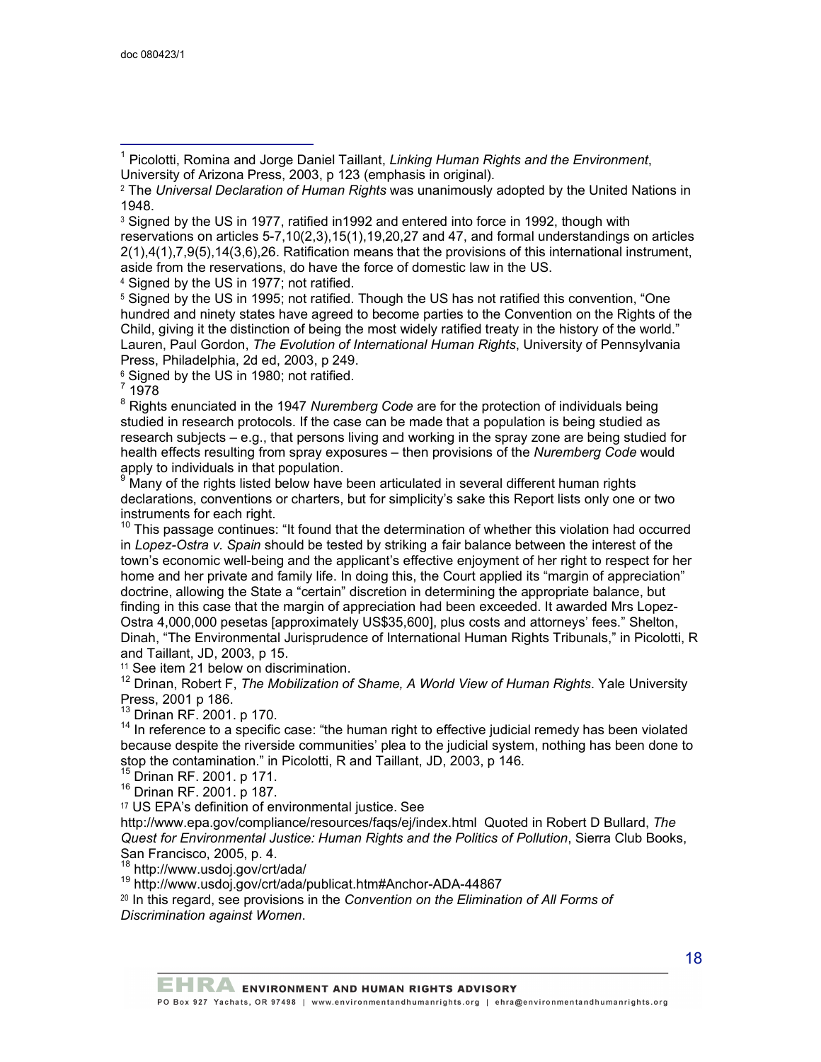[1] Picolotti, Romina and Jorge Daniel Taillant, *Linking Human Rights and the Environment*, University of Arizona Press, 2003, p 123 (emphasis in original).

[2] The *Universal Declaration of Human Rights* was unanimously adopted by the United Nations in 1948.

[3] Signed by the US in 1977, ratified in1992 and entered into force in 1992, though with reservations on articles 5-7,10(2,3),15(1),19,20,27 and 47, and formal understandings on articles 2(1),4(1),7,9(5),14(3,6),26. Ratification means that the provisions of this international instrument, aside from the reservations, do have the force of domestic law in the US.

[4] Signed by the US in 1977; not ratified.

[5] Signed by the US in 1995; not ratified. Though the US has not ratified this convention, "One hundred and ninety states have agreed to become parties to the Convention on the Rights of the Child, giving it the distinction of being the most widely ratified treaty in the history of the world." Lauren, Paul Gordon, *The Evolution of International Human Rights*, University of Pennsylvania Press, Philadelphia, 2d ed, 2003, p 249.

[6] Signed by the US in 1980; not ratified.

[7] 1978

[8] Rights enunciated in the 1947 *Nuremberg Code* are for the protection of individuals being studied in research protocols. If the case can be made that a population is being studied as research subjects – e.g., that persons living and working in the spray zone are being studied for health effects resulting from spray exposures – then provisions of the *Nuremberg Code* would apply to individuals in that population.

[9] Many of the rights listed below have been articulated in several different human rights declarations, conventions or charters, but for simplicity's sake this Report lists only one or two instruments for each right.

[10] This passage continues: "It found that the determination of whether this violation had occurred in *Lopez-Ostra v. Spain* should be tested by striking a fair balance between the interest of the town's economic well-being and the applicant's effective enjoyment of her right to respect for her home and her private and family life. In doing this, the Court applied its "margin of appreciation" doctrine, allowing the State a "certain" discretion in determining the appropriate balance, but finding in this case that the margin of appreciation had been exceeded. It awarded Mrs Lopez-Ostra 4,000,000 pesetas [approximately US$35,600], plus costs and attorneys' fees." Shelton, Dinah, "The Environmental Jurisprudence of International Human Rights Tribunals," in Picolotti, R and Taillant, JD, 2003, p 15.

[11] See item 21 below on discrimination.

[12] Drinan, Robert F, *The Mobilization of Shame, A World View of Human Rights*. Yale University Press, 2001 p 186.

[13] Drinan RF. 2001. p 170.

[14] In reference to a specific case: "the human right to effective judicial remedy has been violated because despite the riverside communities' plea to the judicial system, nothing has been done to stop the contamination." in Picolotti, R and Taillant, JD, 2003, p 146.

[15] Drinan RF. 2001. p 171.

[16] Drinan RF. 2001. p 187.

[17] US EPA's definition of environmental justice. See http://www.epa.gov/compliance/resources/faqs/ej/index.html Quoted in Robert D Bullard, *The Quest for Environmental Justice: Human Rights and the Politics of Pollution*, Sierra Club Books, San Francisco, 2005, p. 4.

[18] http://www.usdoj.gov/crt/ada/

[19] http://www.usdoj.gov/crt/ada/publicat.htm#Anchor-ADA-44867

[20] In this regard, see provisions in the *Convention on the Elimination of All Forms of Discrimination against Women*.